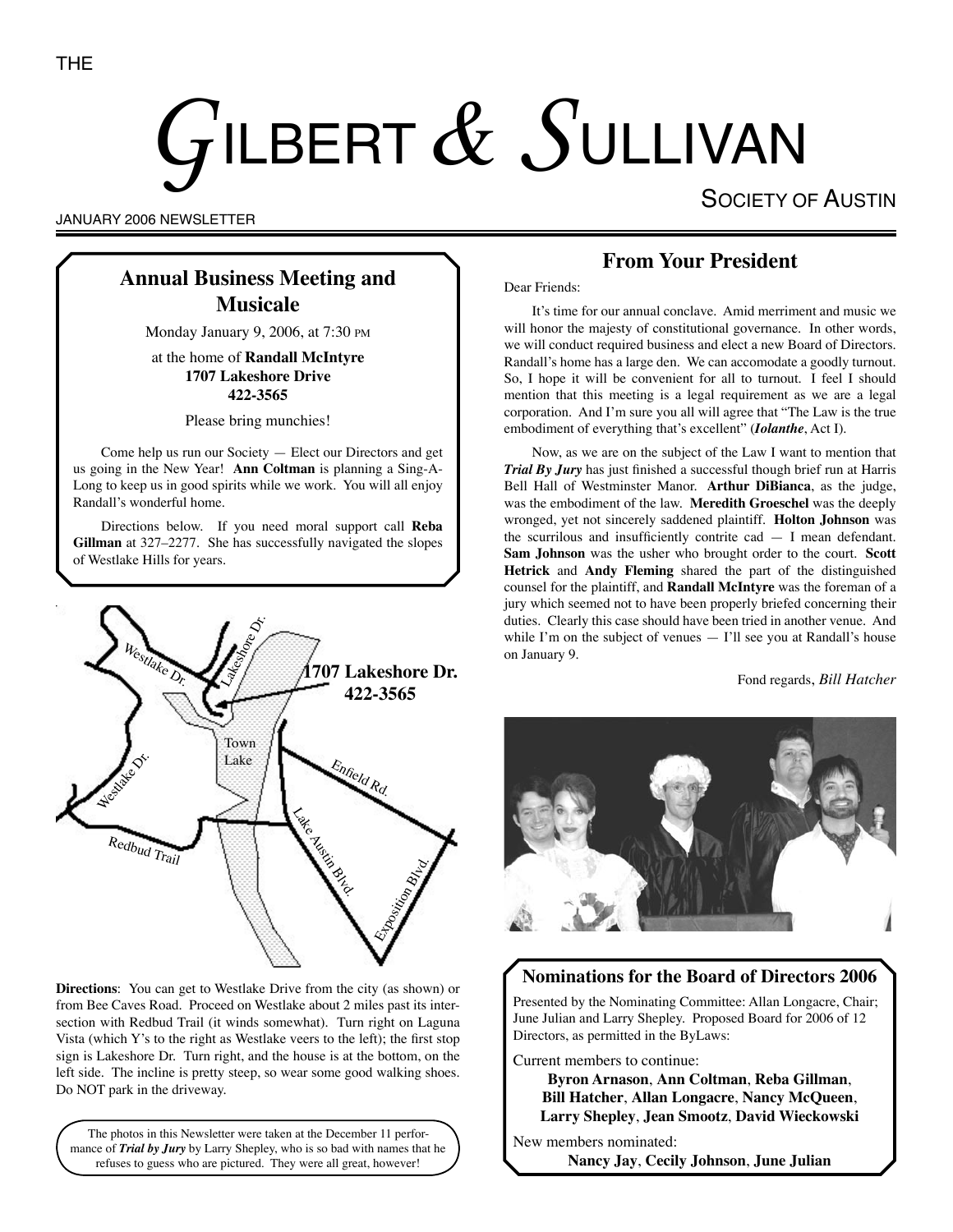THE

# GILBERT & SULLIVAN

SOCIETY OF AUSTIN

JANUARY 2006 NEWSLETTER

## Annual Business Meeting and Musicale

Monday January 9, 2006, at 7:30 PM

at the home of **Randall McIntyre**
**1707 Lakeshore Drive**
**422-3565**

Please bring munchies!

Come help us run our Society — Elect our Directors and get us going in the New Year! **Ann Coltman** is planning a Sing-A-Long to keep us in good spirits while we work. You will all enjoy Randall's wonderful home.

Directions below. If you need moral support call **Reba Gillman** at 327–2277. She has successfully navigated the slopes of Westlake Hills for years.

Westlake Dr. · Lakeshore Dr. · **1707 Lakeshore Dr. 422-3565** · Town Lake · Enfield Rd. · Westlake Dr. · Redbud Trail · Lake Austin Blvd. · Exposition Blvd.

**Directions**: You can get to Westlake Drive from the city (as shown) or from Bee Caves Road. Proceed on Westlake about 2 miles past its intersection with Redbud Trail (it winds somewhat). Turn right on Laguna Vista (which Y's to the right as Westlake veers to the left); the first stop sign is Lakeshore Dr. Turn right, and the house is at the bottom, on the left side. The incline is pretty steep, so wear some good walking shoes. Do NOT park in the driveway.

The photos in this Newsletter were taken at the December 11 performance of ***Trial by Jury*** by Larry Shepley, who is so bad with names that he refuses to guess who are pictured. They were all great, however!

## From Your President

Dear Friends:

It's time for our annual conclave. Amid merriment and music we will honor the majesty of constitutional governance. In other words, we will conduct required business and elect a new Board of Directors. Randall's home has a large den. We can accomodate a goodly turnout. So, I hope it will be convenient for all to turnout. I feel I should mention that this meeting is a legal requirement as we are a legal corporation. And I'm sure you all will agree that "The Law is the true embodiment of everything that's excellent" (***Iolanthe***, Act I).

Now, as we are on the subject of the Law I want to mention that ***Trial By Jury*** has just finished a successful though brief run at Harris Bell Hall of Westminster Manor. **Arthur DiBianca**, as the judge, was the embodiment of the law. **Meredith Groeschel** was the deeply wronged, yet not sincerely saddened plaintiff. **Holton Johnson** was the scurrilous and insufficiently contrite cad — I mean defendant. **Sam Johnson** was the usher who brought order to the court. **Scott Hetrick** and **Andy Fleming** shared the part of the distinguished counsel for the plaintiff, and **Randall McIntyre** was the foreman of a jury which seemed not to have been properly briefed concerning their duties. Clearly this case should have been tried in another venue. And while I'm on the subject of venues — I'll see you at Randall's house on January 9.

Fond regards, *Bill Hatcher*

## Nominations for the Board of Directors 2006

Presented by the Nominating Committee: Allan Longacre, Chair; June Julian and Larry Shepley. Proposed Board for 2006 of 12 Directors, as permitted in the ByLaws:

Current members to continue:

**Byron Arnason**, **Ann Coltman**, **Reba Gillman**, **Bill Hatcher**, **Allan Longacre**, **Nancy McQueen**, **Larry Shepley**, **Jean Smootz**, **David Wieckowski**

New members nominated:

**Nancy Jay**, **Cecily Johnson**, **June Julian**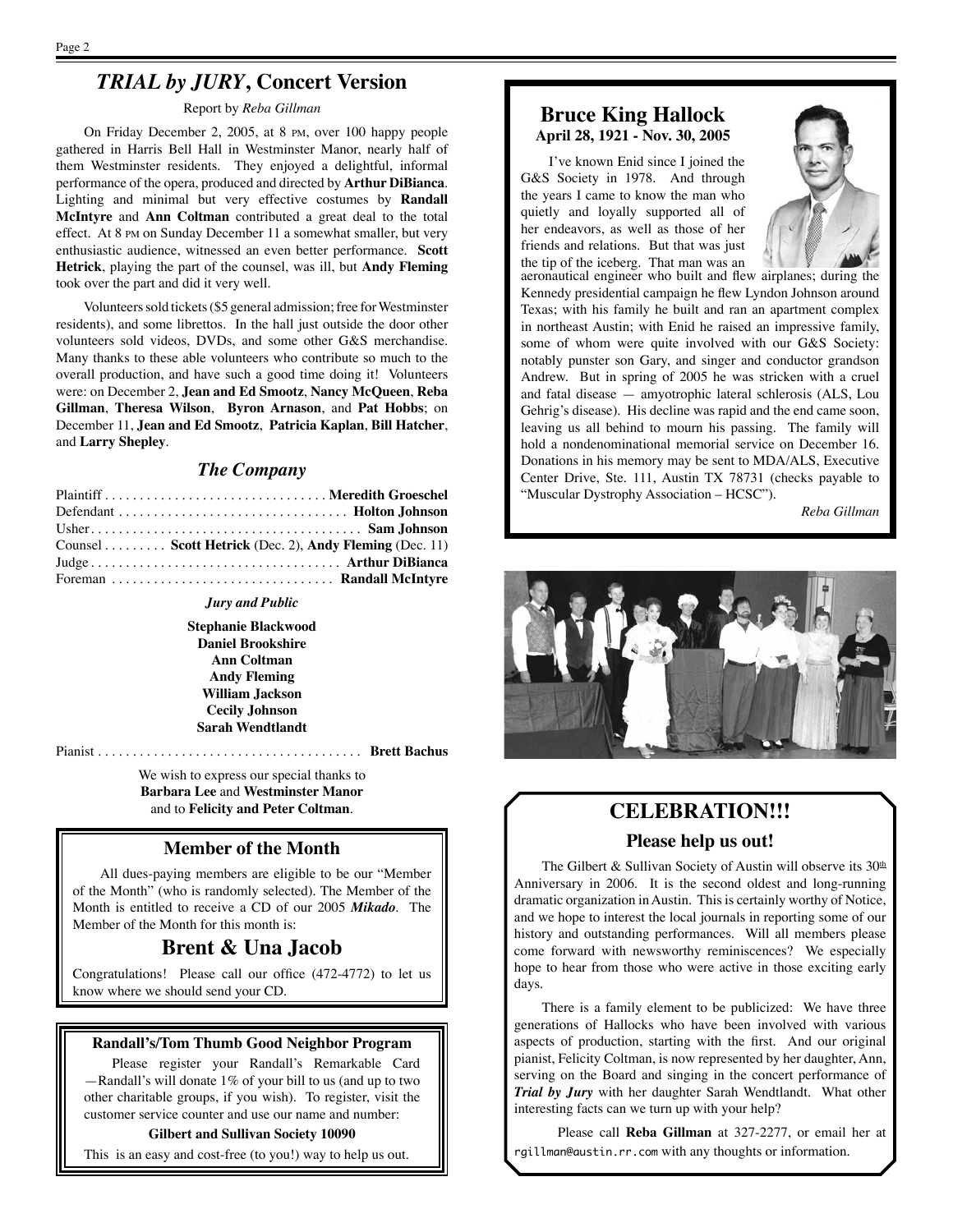## *TRIAL by JURY*, Concert Version

Report by *Reba Gillman*

On Friday December 2, 2005, at 8 PM, over 100 happy people gathered in Harris Bell Hall in Westminster Manor, nearly half of them Westminster residents. They enjoyed a delightful, informal performance of the opera, produced and directed by **Arthur DiBianca**. Lighting and minimal but very effective costumes by **Randall McIntyre** and **Ann Coltman** contributed a great deal to the total effect. At 8 PM on Sunday December 11 a somewhat smaller, but very enthusiastic audience, witnessed an even better performance. **Scott Hetrick**, playing the part of the counsel, was ill, but **Andy Fleming** took over the part and did it very well.

Volunteers sold tickets ($5 general admission; free for Westminster residents), and some librettos. In the hall just outside the door other volunteers sold videos, DVDs, and some other G&S merchandise. Many thanks to these able volunteers who contribute so much to the overall production, and have such a good time doing it! Volunteers were: on December 2, **Jean and Ed Smootz**, **Nancy McQueen**, **Reba Gillman**, **Theresa Wilson**, **Byron Arnason**, and **Pat Hobbs**; on December 11, **Jean and Ed Smootz**, **Patricia Kaplan**, **Bill Hatcher**, and **Larry Shepley**.

### *The Company*

Plaintiff . . . . . . . . . . . . . . . . . . . . . . . . . . . . . . . . **Meredith Groeschel**
Defendant . . . . . . . . . . . . . . . . . . . . . . . . . . . . . . . . . **Holton Johnson**
Usher . . . . . . . . . . . . . . . . . . . . . . . . . . . . . . . . . . . . . . **Sam Johnson**
Counsel . . . . . . . . . **Scott Hetrick** (Dec. 2), **Andy Fleming** (Dec. 11)
Judge . . . . . . . . . . . . . . . . . . . . . . . . . . . . . . . . . . . **Arthur DiBianca**
Foreman . . . . . . . . . . . . . . . . . . . . . . . . . . . . . . . . **Randall McIntyre**

***Jury and Public***

**Stephanie Blackwood**
**Daniel Brookshire**
**Ann Coltman**
**Andy Fleming**
**William Jackson**
**Cecily Johnson**
**Sarah Wendtlandt**

Pianist . . . . . . . . . . . . . . . . . . . . . . . . . . . . . . . . . . . . . . **Brett Bachus**

We wish to express our special thanks to **Barbara Lee** and **Westminster Manor** and to **Felicity and Peter Coltman**.

## Member of the Month

All dues-paying members are eligible to be our "Member of the Month" (who is randomly selected). The Member of the Month is entitled to receive a CD of our 2005 ***Mikado***. The Member of the Month for this month is:

## Brent & Una Jacob

Congratulations! Please call our office (472-4772) to let us know where we should send your CD.

### Randall's/Tom Thumb Good Neighbor Program

Please register your Randall's Remarkable Card —Randall's will donate 1% of your bill to us (and up to two other charitable groups, if you wish). To register, visit the customer service counter and use our name and number:

**Gilbert and Sullivan Society 10090**

This is an easy and cost-free (to you!) way to help us out.

## Bruce King Hallock

**April 28, 1921 - Nov. 30, 2005**

I've known Enid since I joined the G&S Society in 1978. And through the years I came to know the man who quietly and loyally supported all of her endeavors, as well as those of her friends and relations. But that was just the tip of the iceberg. That man was an aeronautical engineer who built and flew airplanes; during the Kennedy presidential campaign he flew Lyndon Johnson around Texas; with his family he built and ran an apartment complex in northeast Austin; with Enid he raised an impressive family, some of whom were quite involved with our G&S Society: notably punster son Gary, and singer and conductor grandson Andrew. But in spring of 2005 he was stricken with a cruel and fatal disease — amyotrophic lateral schlerosis (ALS, Lou Gehrig's disease). His decline was rapid and the end came soon, leaving us all behind to mourn his passing. The family will hold a nondenominational memorial service on December 16. Donations in his memory may be sent to MDA/ALS, Executive Center Drive, Ste. 111, Austin TX 78731 (checks payable to "Muscular Dystrophy Association – HCSC").

*Reba Gillman*

## CELEBRATION!!!

### Please help us out!

The Gilbert & Sullivan Society of Austin will observe its 30th Anniversary in 2006. It is the second oldest and long-running dramatic organization in Austin. This is certainly worthy of Notice, and we hope to interest the local journals in reporting some of our history and outstanding performances. Will all members please come forward with newsworthy reminiscences? We especially hope to hear from those who were active in those exciting early days.

There is a family element to be publicized: We have three generations of Hallocks who have been involved with various aspects of production, starting with the first. And our original pianist, Felicity Coltman, is now represented by her daughter, Ann, serving on the Board and singing in the concert performance of ***Trial by Jury*** with her daughter Sarah Wendtlandt. What other interesting facts can we turn up with your help?

Please call **Reba Gillman** at 327-2277, or email her at rgillman@austin.rr.com with any thoughts or information.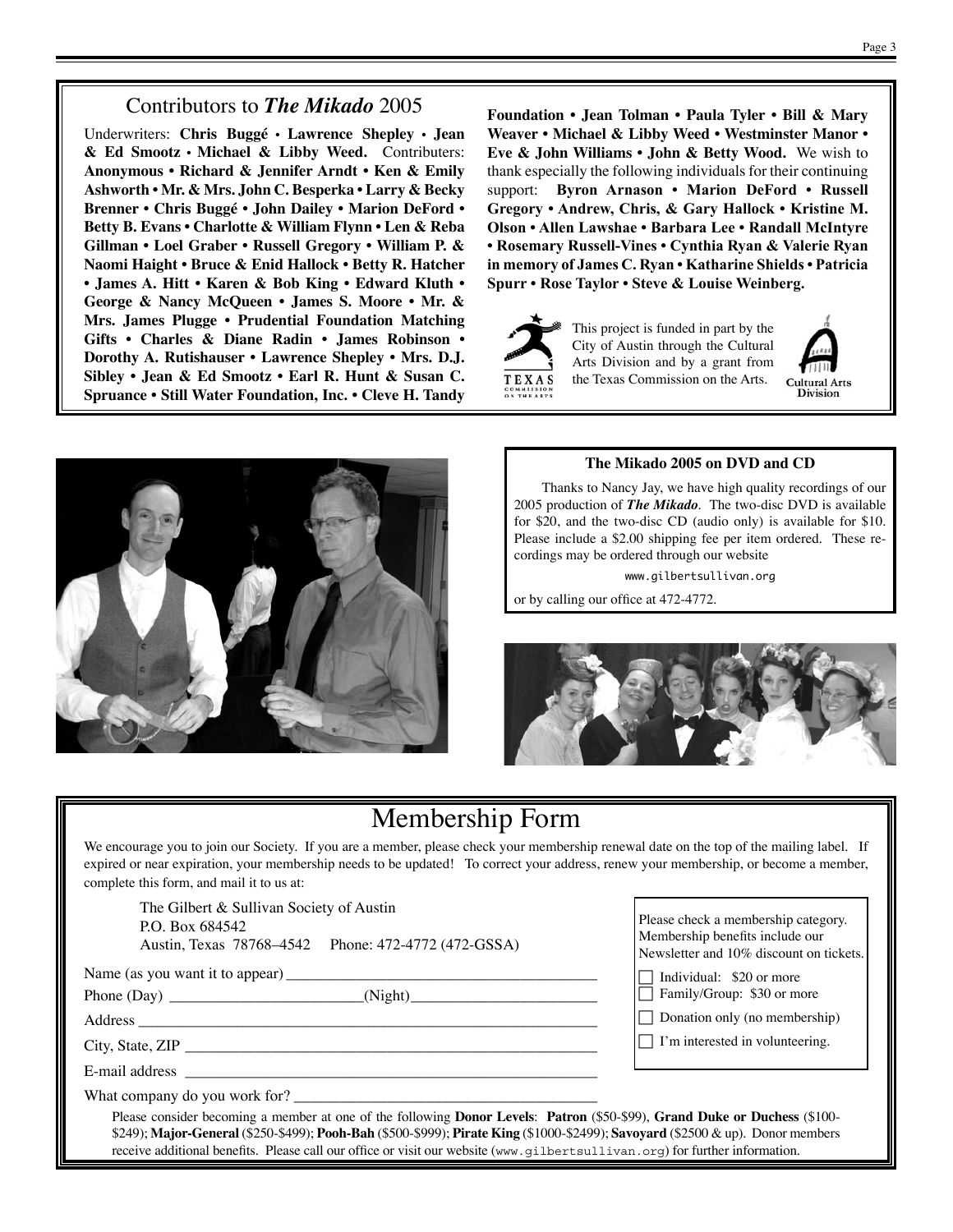## Contributors to *The Mikado* 2005

Underwriters: **Chris Buggé • Lawrence Shepley • Jean & Ed Smootz • Michael & Libby Weed.** Contributers: **Anonymous • Richard & Jennifer Arndt • Ken & Emily Ashworth • Mr. & Mrs. John C. Besperka • Larry & Becky Brenner • Chris Buggé • John Dailey • Marion DeFord • Betty B. Evans • Charlotte & William Flynn • Len & Reba Gillman • Loel Graber • Russell Gregory • William P. & Naomi Haight • Bruce & Enid Hallock • Betty R. Hatcher • James A. Hitt • Karen & Bob King • Edward Kluth • George & Nancy McQueen • James S. Moore • Mr. & Mrs. James Plugge • Prudential Foundation Matching Gifts • Charles & Diane Radin • James Robinson • Dorothy A. Rutishauser • Lawrence Shepley • Mrs. D.J. Sibley • Jean & Ed Smootz • Earl R. Hunt & Susan C. Spruance • Still Water Foundation, Inc. • Cleve H. Tandy Foundation • Jean Tolman • Paula Tyler • Bill & Mary Weaver • Michael & Libby Weed • Westminster Manor • Eve & John Williams • John & Betty Wood.** We wish to thank especially the following individuals for their continuing support: **Byron Arnason • Marion DeFord • Russell Gregory • Andrew, Chris, & Gary Hallock • Kristine M. Olson • Allen Lawshae • Barbara Lee • Randall McIntyre • Rosemary Russell-Vines • Cynthia Ryan & Valerie Ryan in memory of James C. Ryan • Katharine Shields • Patricia Spurr • Rose Taylor • Steve & Louise Weinberg.**

This project is funded in part by the City of Austin through the Cultural Arts Division and by a grant from the Texas Commission on the Arts.

### The Mikado 2005 on DVD and CD

Thanks to Nancy Jay, we have high quality recordings of our 2005 production of ***The Mikado***. The two-disc DVD is available for $20, and the two-disc CD (audio only) is available for $10. Please include a $2.00 shipping fee per item ordered. These recordings may be ordered through our website

www.gilbertsullivan.org

or by calling our office at 472-4772.

## Membership Form

We encourage you to join our Society. If you are a member, please check your membership renewal date on the top of the mailing label. If expired or near expiration, your membership needs to be updated! To correct your address, renew your membership, or become a member, complete this form, and mail it to us at:

The Gilbert & Sullivan Society of Austin
P.O. Box 684542
Austin, Texas 78768–4542 Phone: 472-4772 (472-GSSA)

Name (as you want it to appear) ________________________________________

Phone (Day) _________________________(Night)________________________

Address ____________________________________________________________

City, State, ZIP _____________________________________________________

E-mail address ______________________________________________________

What company do you work for? _______________________________________

Please check a membership category. Membership benefits include our Newsletter and 10% discount on tickets.

- ☐ Individual: $20 or more
- ☐ Family/Group: $30 or more
- ☐ Donation only (no membership)
- ☐ I'm interested in volunteering.

Please consider becoming a member at one of the following **Donor Levels**: **Patron** ($50-$99), **Grand Duke or Duchess** ($100-$249); **Major-General** ($250-$499); **Pooh-Bah** ($500-$999); **Pirate King** ($1000-$2499); **Savoyard** ($2500 & up). Donor members receive additional benefits. Please call our office or visit our website (www.gilbertsullivan.org) for further information.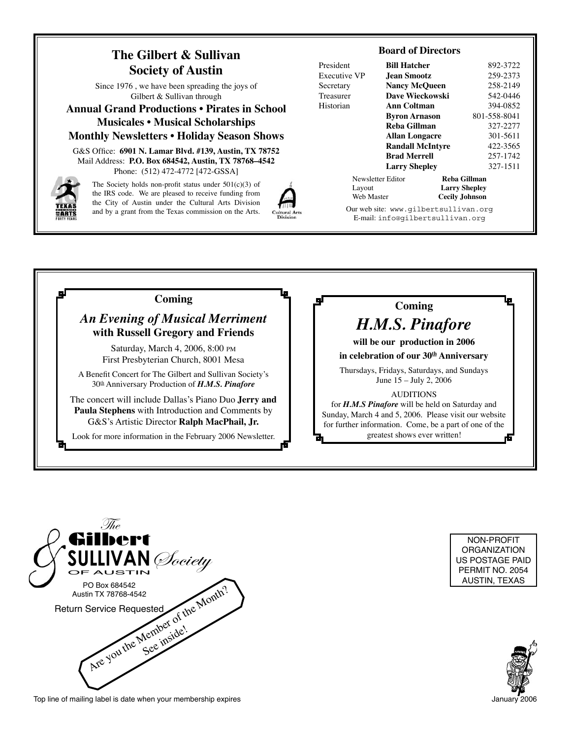## The Gilbert & Sullivan Society of Austin

Since 1976 , we have been spreading the joys of Gilbert & Sullivan through

**Annual Grand Productions • Pirates in School**
**Musicales • Musical Scholarships**
**Monthly Newsletters • Holiday Season Shows**

G&S Office: **6901 N. Lamar Blvd. #139, Austin, TX 78752**
Mail Address: **P.O. Box 684542, Austin, TX 78768–4542**
Phone: (512) 472-4772 [472-GSSA]

The Society holds non-profit status under 501(c)(3) of the IRS code. We are pleased to receive funding from the City of Austin under the Cultural Arts Division and by a grant from the Texas commission on the Arts.

### Board of Directors

| | | |
|---|---|---|
| President | **Bill Hatcher** | 892-3722 |
| Executive VP | **Jean Smootz** | 259-2373 |
| Secretary | **Nancy McQueen** | 258-2149 |
| Treasurer | **Dave Wieckowski** | 542-0446 |
| Historian | **Ann Coltman** | 394-0852 |
| | **Byron Arnason** | 801-558-8041 |
| | **Reba Gillman** | 327-2277 |
| | **Allan Longacre** | 301-5611 |
| | **Randall McIntyre** | 422-3565 |
| | **Brad Merrell** | 257-1742 |
| | **Larry Shepley** | 327-1511 |

| | |
|---|---|
| Newsletter Editor | **Reba Gillman** |
| Layout | **Larry Shepley** |
| Web Master | **Cecily Johnson** |

Our web site: www.gilbertsullivan.org
E-mail: info@gilbertsullivan.org

---

**Coming**

### *An Evening of Musical Merriment*
**with Russell Gregory and Friends**

Saturday, March 4, 2006, 8:00 PM
First Presbyterian Church, 8001 Mesa

A Benefit Concert for The Gilbert and Sullivan Society's 30th Anniversary Production of ***H.M.S. Pinafore***

The concert will include Dallas's Piano Duo **Jerry and Paula Stephens** with Introduction and Comments by G&S's Artistic Director **Ralph MacPhail, Jr.**

Look for more information in the February 2006 Newsletter.

**Coming**

### *H.M.S. Pinafore*

**will be our production in 2006**
**in celebration of our 30th Anniversary**

Thursdays, Fridays, Saturdays, and Sundays
June 15 – July 2, 2006

AUDITIONS
for ***H.M.S Pinafore*** will be held on Saturday and Sunday, March 4 and 5, 2006. Please visit our website for further information. Come, be a part of one of the greatest shows ever written!

---

The Gilbert & Sullivan Society of Austin
PO Box 684542
Austin TX 78768-4542

Return Service Requested

Are you the Member of the Month? See inside!

NON-PROFIT ORGANIZATION
US POSTAGE PAID
PERMIT NO. 2054
AUSTIN, TEXAS

Top line of mailing label is date when your membership expires

January 2006